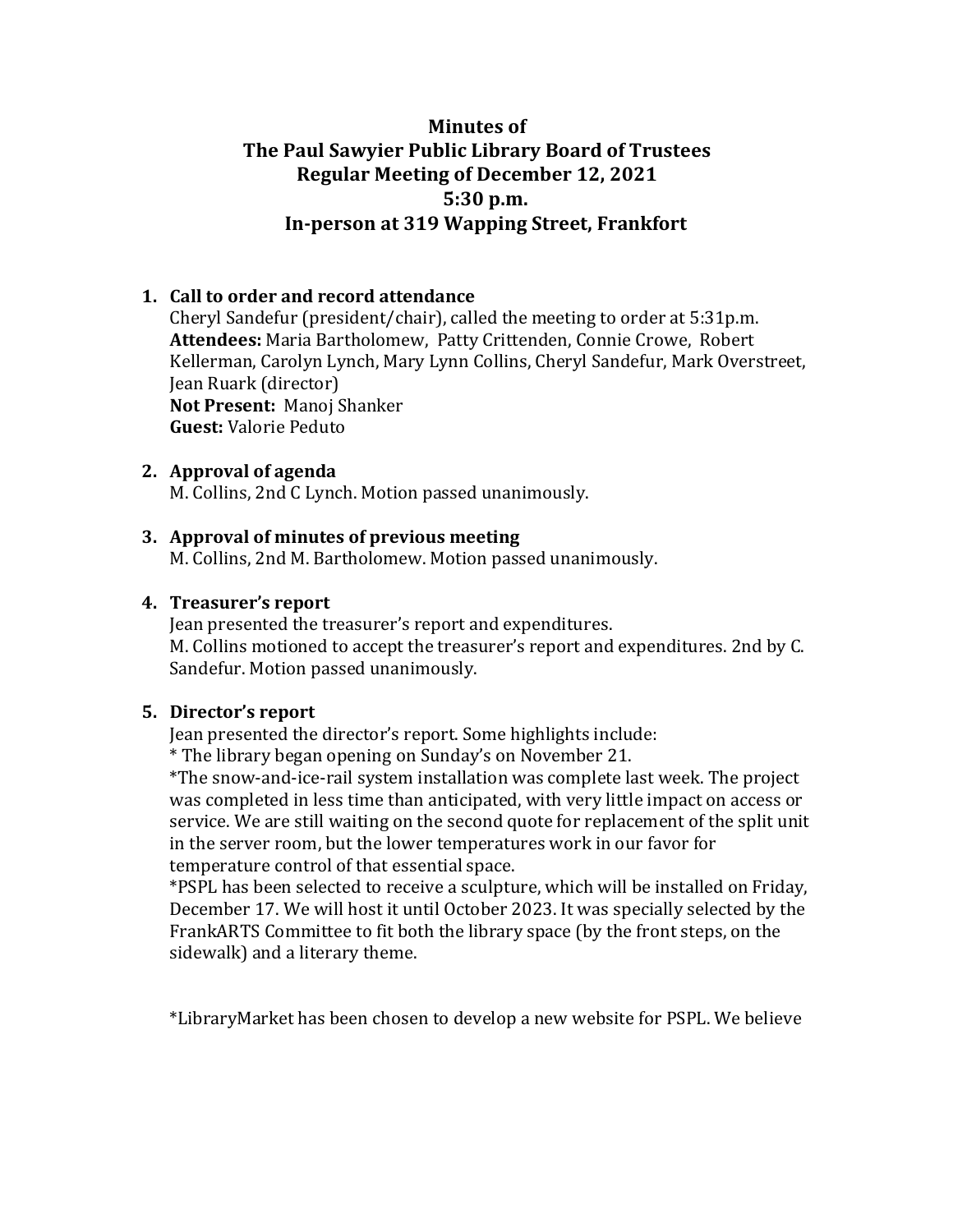# Minutes of
# The Paul Sawyier Public Library Board of Trustees
## Regular Meeting of December 12, 2021
## 5:30 p.m.
## In-person at 319 Wapping Street, Frankfort

1. **Call to order and record attendance**
   Cheryl Sandefur (president/chair), called the meeting to order at 5:31p.m.
   **Attendees:** Maria Bartholomew, Patty Crittenden, Connie Crowe, Robert Kellerman, Carolyn Lynch, Mary Lynn Collins, Cheryl Sandefur, Mark Overstreet, Jean Ruark (director)
   **Not Present:** Manoj Shanker
   **Guest:** Valorie Peduto

2. **Approval of agenda**
   M. Collins, 2nd C Lynch. Motion passed unanimously.

3. **Approval of minutes of previous meeting**
   M. Collins, 2nd M. Bartholomew. Motion passed unanimously.

4. **Treasurer's report**
   Jean presented the treasurer's report and expenditures.
   M. Collins motioned to accept the treasurer's report and expenditures. 2nd by C. Sandefur. Motion passed unanimously.

5. **Director's report**
   Jean presented the director's report. Some highlights include:
   * The library began opening on Sunday's on November 21.
   *The snow-and-ice-rail system installation was complete last week. The project was completed in less time than anticipated, with very little impact on access or service. We are still waiting on the second quote for replacement of the split unit in the server room, but the lower temperatures work in our favor for temperature control of that essential space.
   *PSPL has been selected to receive a sculpture, which will be installed on Friday, December 17. We will host it until October 2023. It was specially selected by the FrankARTS Committee to fit both the library space (by the front steps, on the sidewalk) and a literary theme.

   *LibraryMarket has been chosen to develop a new website for PSPL. We believe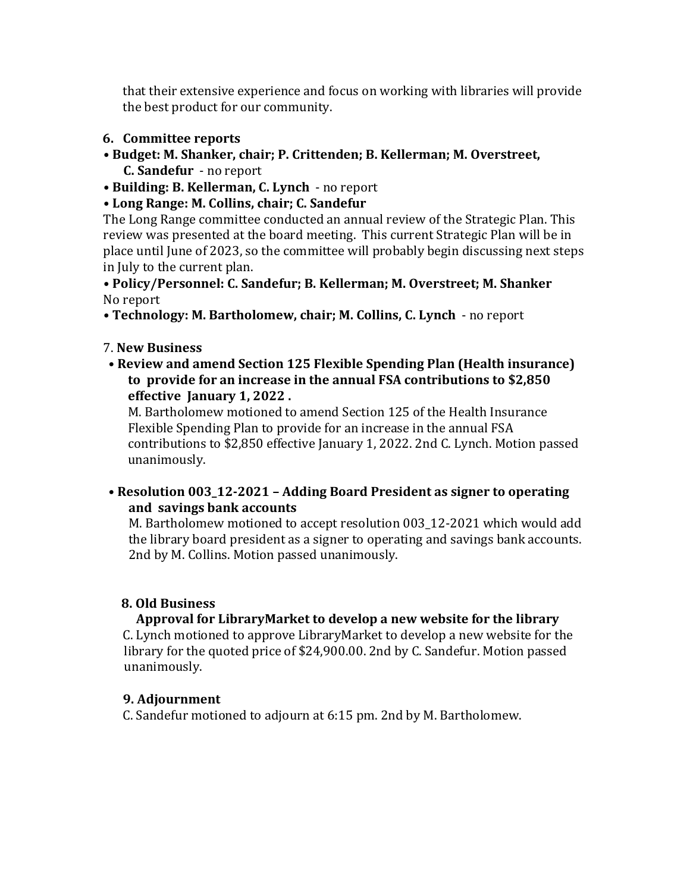that their extensive experience and focus on working with libraries will provide the best product for our community.

## 6. Committee reports

- **Budget: M. Shanker, chair; P. Crittenden; B. Kellerman; M. Overstreet, C. Sandefur** - no report
- **Building: B. Kellerman, C. Lynch** - no report
- **Long Range: M. Collins, chair; C. Sandefur**

The Long Range committee conducted an annual review of the Strategic Plan. This review was presented at the board meeting. This current Strategic Plan will be in place until June of 2023, so the committee will probably begin discussing next steps in July to the current plan.

- **Policy/Personnel: C. Sandefur; B. Kellerman; M. Overstreet; M. Shanker**

No report

- **Technology: M. Bartholomew, chair; M. Collins, C. Lynch** - no report

## 7. New Business

- **Review and amend Section 125 Flexible Spending Plan (Health insurance) to provide for an increase in the annual FSA contributions to $2,850 effective January 1, 2022 .**

  M. Bartholomew motioned to amend Section 125 of the Health Insurance Flexible Spending Plan to provide for an increase in the annual FSA contributions to $2,850 effective January 1, 2022. 2nd C. Lynch. Motion passed unanimously.

- **Resolution 003_12-2021 – Adding Board President as signer to operating and savings bank accounts**

  M. Bartholomew motioned to accept resolution 003_12-2021 which would add the library board president as a signer to operating and savings bank accounts. 2nd by M. Collins. Motion passed unanimously.

## 8. Old Business

**Approval for LibraryMarket to develop a new website for the library**

C. Lynch motioned to approve LibraryMarket to develop a new website for the library for the quoted price of $24,900.00. 2nd by C. Sandefur. Motion passed unanimously.

## 9. Adjournment

C. Sandefur motioned to adjourn at 6:15 pm. 2nd by M. Bartholomew.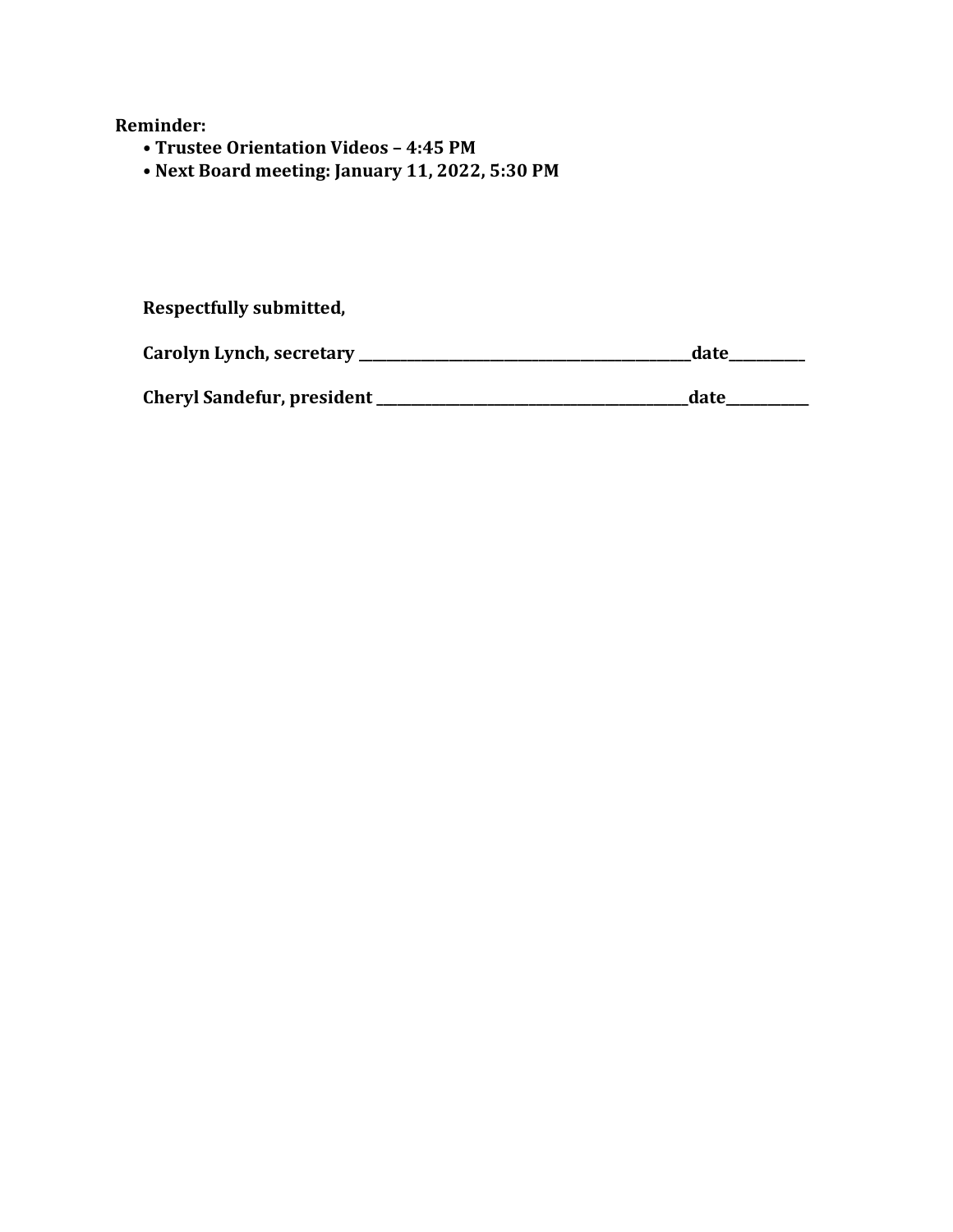**Reminder:**

- **Trustee Orientation Videos – 4:45 PM**
- **Next Board meeting: January 11, 2022, 5:30 PM**

**Respectfully submitted,**

**Carolyn Lynch, secretary ________________________________________________date___________**

**Cheryl Sandefur, president ____________________________________________date____________**